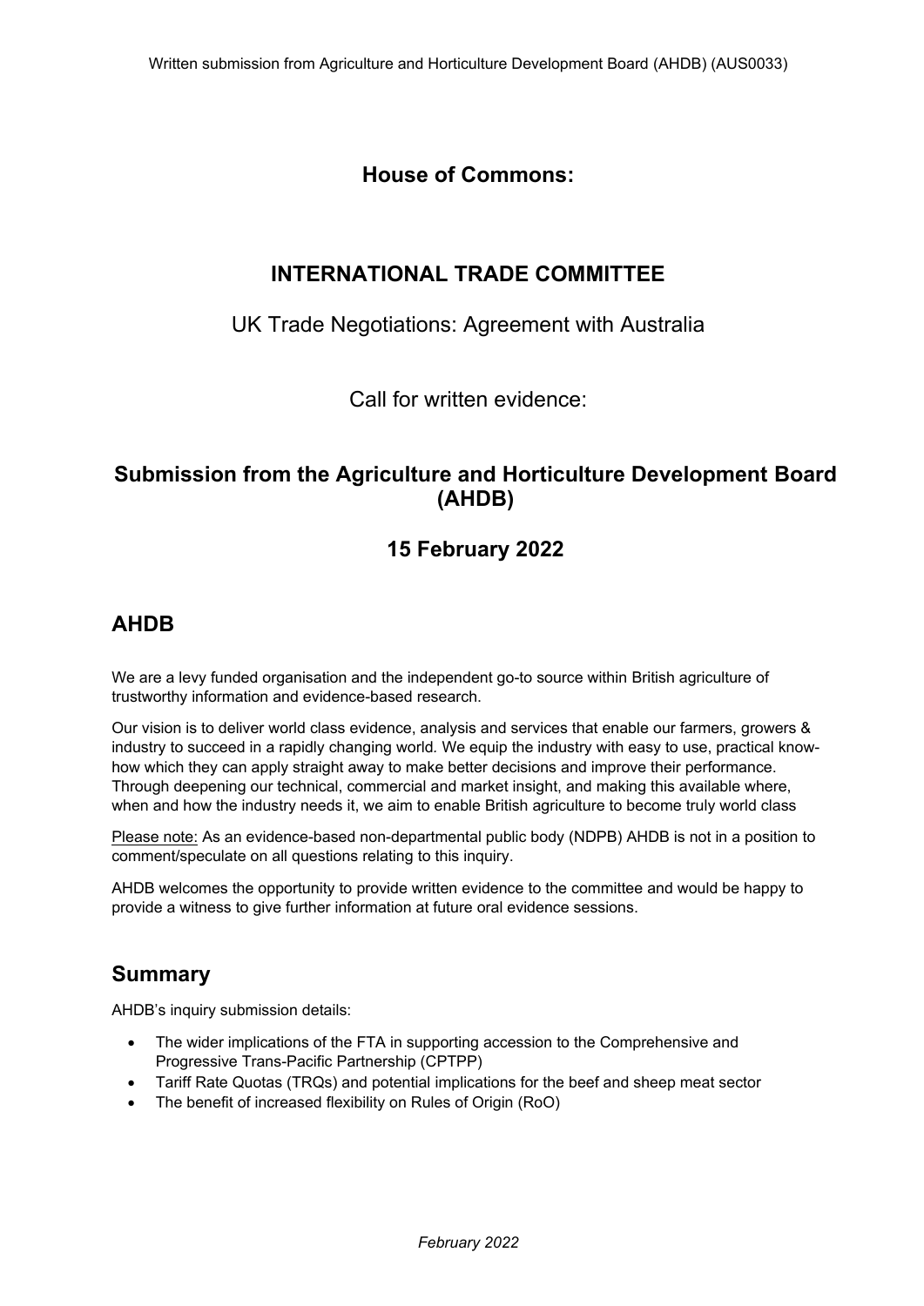# House of Commons:

# INTERNATIONAL TRADE COMMITTEE

UK Trade Negotiations: Agreement with Australia

Call for written evidence:

## Submission from the Agriculture and Horticulture Development Board (AHDB)

## 15 February 2022

## AHDB

We are a levy funded organisation and the independent go-to source within British agriculture of trustworthy information and evidence-based research.

Our vision is to deliver world class evidence, analysis and services that enable our farmers, growers & industry to succeed in a rapidly changing world. We equip the industry with easy to use, practical know-how which they can apply straight away to make better decisions and improve their performance. Through deepening our technical, commercial and market insight, and making this available where, when and how the industry needs it, we aim to enable British agriculture to become truly world class

Please note: As an evidence-based non-departmental public body (NDPB) AHDB is not in a position to comment/speculate on all questions relating to this inquiry.

AHDB welcomes the opportunity to provide written evidence to the committee and would be happy to provide a witness to give further information at future oral evidence sessions.

## Summary

AHDB's inquiry submission details:

- The wider implications of the FTA in supporting accession to the Comprehensive and Progressive Trans-Pacific Partnership (CPTPP)
- Tariff Rate Quotas (TRQs) and potential implications for the beef and sheep meat sector
- The benefit of increased flexibility on Rules of Origin (RoO)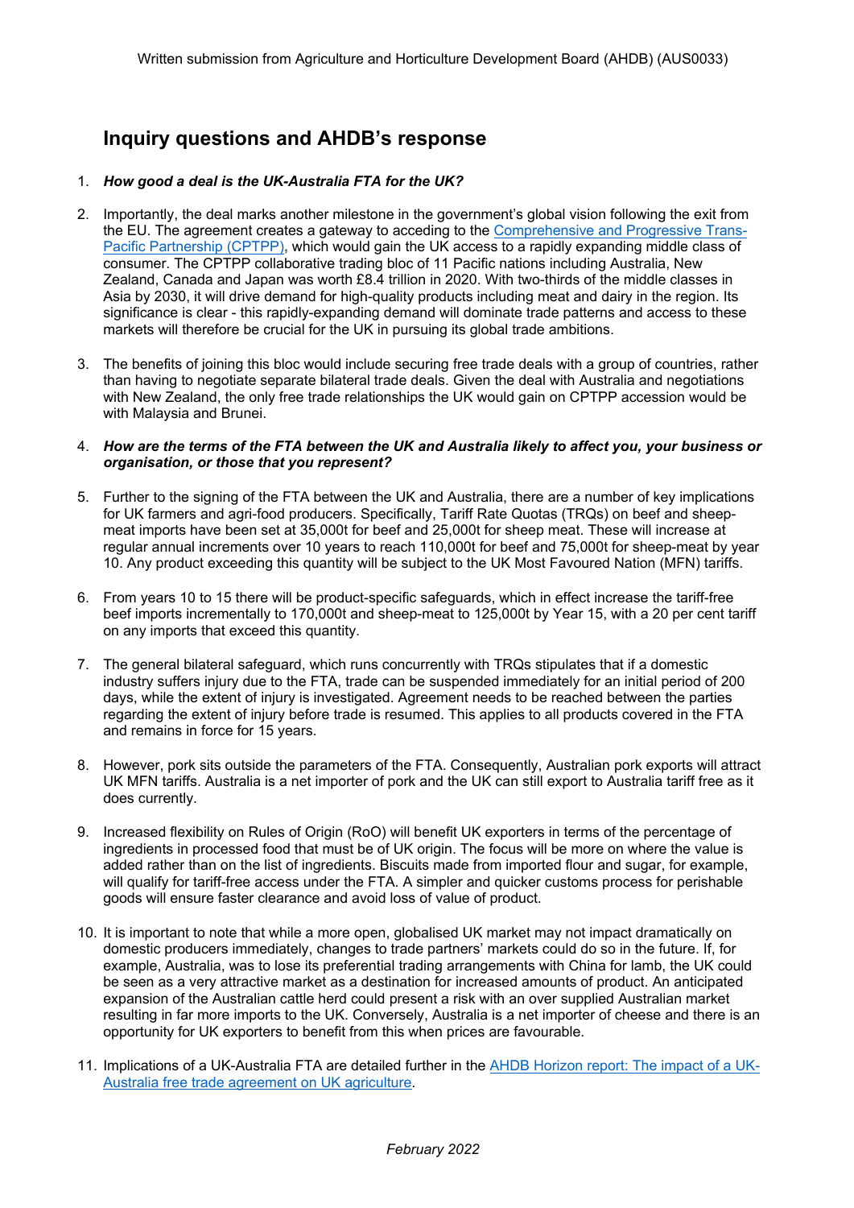## Inquiry questions and AHDB's response

1. ***How good a deal is the UK-Australia FTA for the UK?***

2. Importantly, the deal marks another milestone in the government's global vision following the exit from the EU. The agreement creates a gateway to acceding to the [Comprehensive and Progressive Trans-Pacific Partnership (CPTPP)](), which would gain the UK access to a rapidly expanding middle class of consumer. The CPTPP collaborative trading bloc of 11 Pacific nations including Australia, New Zealand, Canada and Japan was worth £8.4 trillion in 2020. With two-thirds of the middle classes in Asia by 2030, it will drive demand for high-quality products including meat and dairy in the region. Its significance is clear - this rapidly-expanding demand will dominate trade patterns and access to these markets will therefore be crucial for the UK in pursuing its global trade ambitions.

3. The benefits of joining this bloc would include securing free trade deals with a group of countries, rather than having to negotiate separate bilateral trade deals. Given the deal with Australia and negotiations with New Zealand, the only free trade relationships the UK would gain on CPTPP accession would be with Malaysia and Brunei.

4. ***How are the terms of the FTA between the UK and Australia likely to affect you, your business or organisation, or those that you represent?***

5. Further to the signing of the FTA between the UK and Australia, there are a number of key implications for UK farmers and agri-food producers. Specifically, Tariff Rate Quotas (TRQs) on beef and sheep-meat imports have been set at 35,000t for beef and 25,000t for sheep meat. These will increase at regular annual increments over 10 years to reach 110,000t for beef and 75,000t for sheep-meat by year 10. Any product exceeding this quantity will be subject to the UK Most Favoured Nation (MFN) tariffs.

6. From years 10 to 15 there will be product-specific safeguards, which in effect increase the tariff-free beef imports incrementally to 170,000t and sheep-meat to 125,000t by Year 15, with a 20 per cent tariff on any imports that exceed this quantity.

7. The general bilateral safeguard, which runs concurrently with TRQs stipulates that if a domestic industry suffers injury due to the FTA, trade can be suspended immediately for an initial period of 200 days, while the extent of injury is investigated. Agreement needs to be reached between the parties regarding the extent of injury before trade is resumed. This applies to all products covered in the FTA and remains in force for 15 years.

8. However, pork sits outside the parameters of the FTA. Consequently, Australian pork exports will attract UK MFN tariffs. Australia is a net importer of pork and the UK can still export to Australia tariff free as it does currently.

9. Increased flexibility on Rules of Origin (RoO) will benefit UK exporters in terms of the percentage of ingredients in processed food that must be of UK origin. The focus will be more on where the value is added rather than on the list of ingredients. Biscuits made from imported flour and sugar, for example, will qualify for tariff-free access under the FTA. A simpler and quicker customs process for perishable goods will ensure faster clearance and avoid loss of value of product.

10. It is important to note that while a more open, globalised UK market may not impact dramatically on domestic producers immediately, changes to trade partners' markets could do so in the future. If, for example, Australia, was to lose its preferential trading arrangements with China for lamb, the UK could be seen as a very attractive market as a destination for increased amounts of product. An anticipated expansion of the Australian cattle herd could present a risk with an over supplied Australian market resulting in far more imports to the UK. Conversely, Australia is a net importer of cheese and there is an opportunity for UK exporters to benefit from this when prices are favourable.

11. Implications of a UK-Australia FTA are detailed further in the [AHDB Horizon report: The impact of a UK-Australia free trade agreement on UK agriculture]().

*February 2022*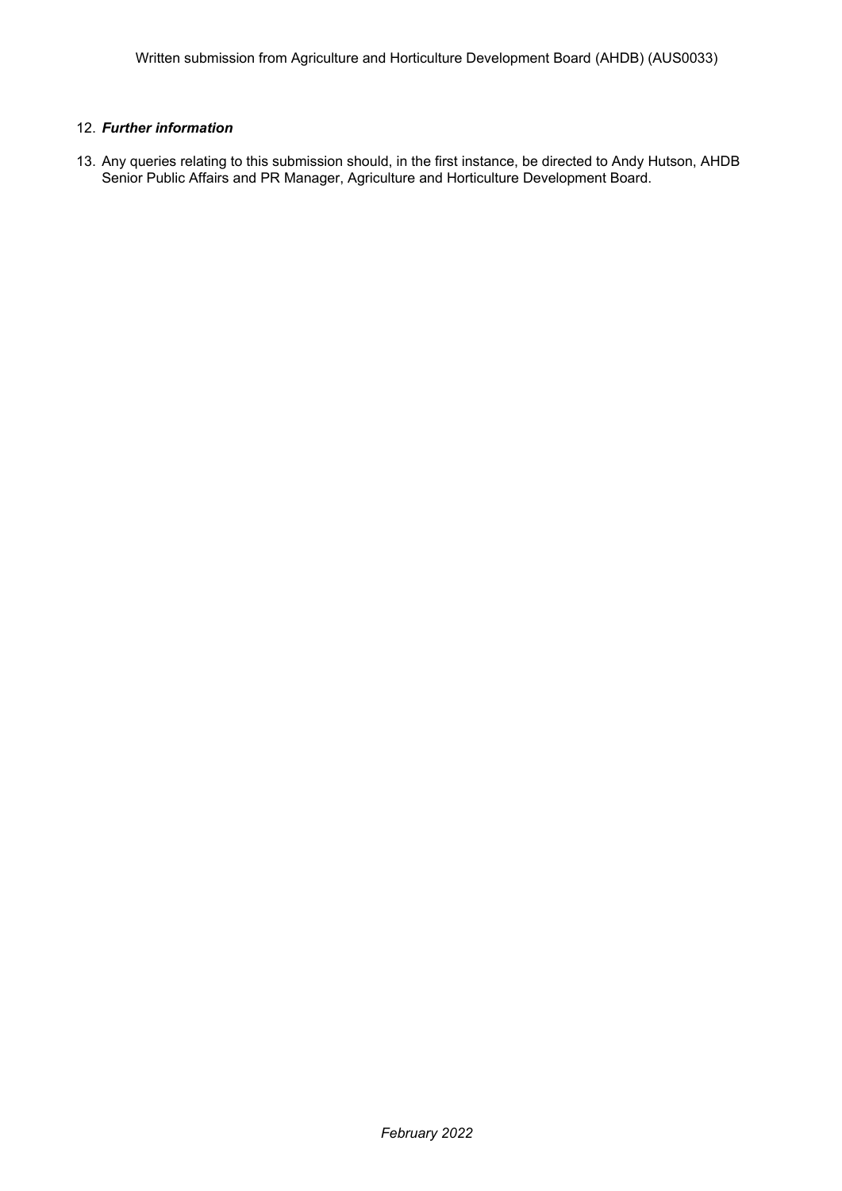12. ***Further information***

13. Any queries relating to this submission should, in the first instance, be directed to Andy Hutson, AHDB Senior Public Affairs and PR Manager, Agriculture and Horticulture Development Board.

*February 2022*